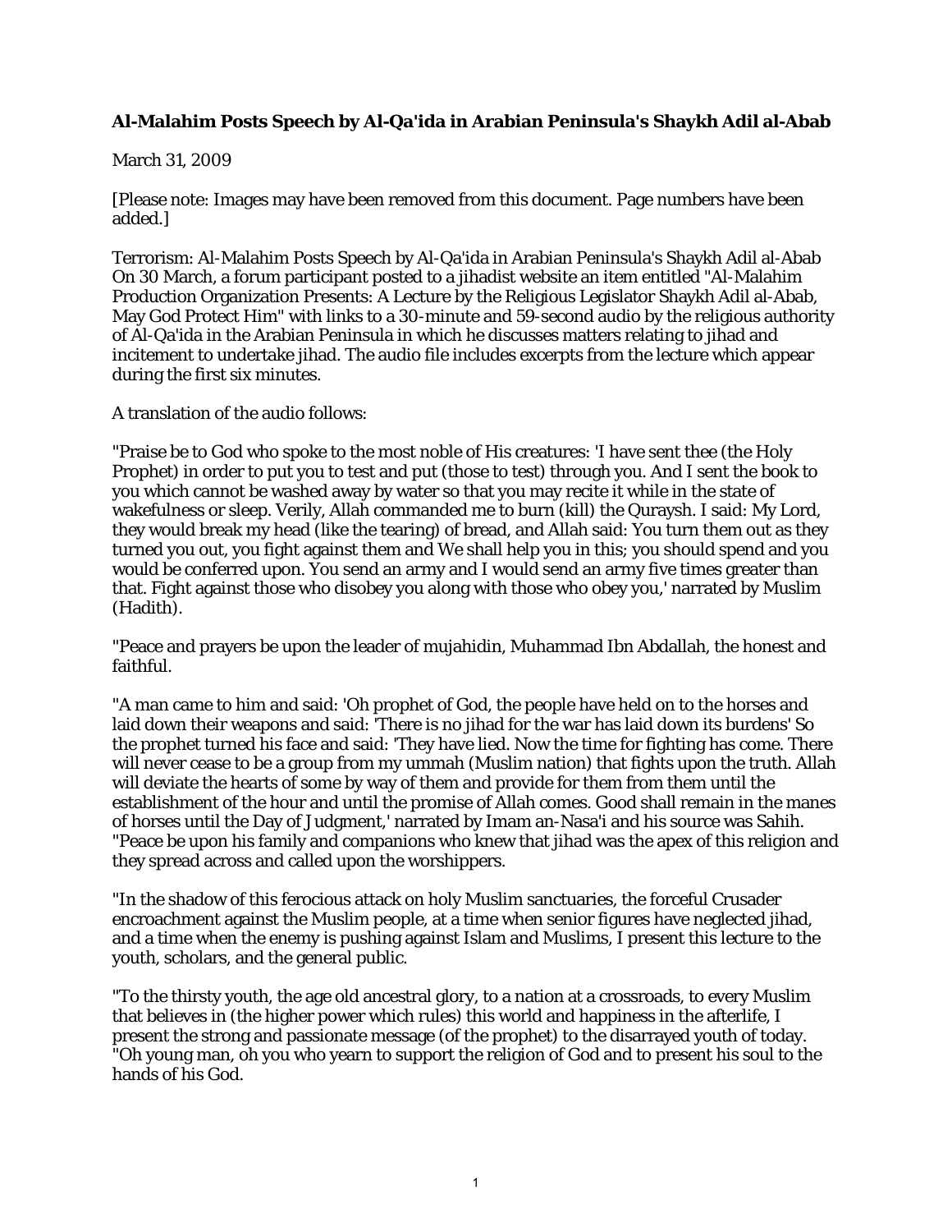**Al-Malahim Posts Speech by Al-Qa'ida in Arabian Peninsula's Shaykh Adil al-Abab**

March 31, 2009

[Please note: Images may have been removed from this document. Page numbers have been added.]

Terrorism: Al-Malahim Posts Speech by Al-Qa'ida in Arabian Peninsula's Shaykh Adil al-Abab On 30 March, a forum participant posted to a jihadist website an item entitled "Al-Malahim Production Organization Presents: A Lecture by the Religious Legislator Shaykh Adil al-Abab, May God Protect Him" with links to a 30-minute and 59-second audio by the religious authority of Al-Qa'ida in the Arabian Peninsula in which he discusses matters relating to jihad and incitement to undertake jihad. The audio file includes excerpts from the lecture which appear during the first six minutes.

A translation of the audio follows:

"Praise be to God who spoke to the most noble of His creatures: 'I have sent thee (the Holy Prophet) in order to put you to test and put (those to test) through you. And I sent the book to you which cannot be washed away by water so that you may recite it while in the state of wakefulness or sleep. Verily, Allah commanded me to burn (kill) the Quraysh. I said: My Lord, they would break my head (like the tearing) of bread, and Allah said: You turn them out as they turned you out, you fight against them and We shall help you in this; you should spend and you would be conferred upon. You send an army and I would send an army five times greater than that. Fight against those who disobey you along with those who obey you,' narrated by Muslim (Hadith).

"Peace and prayers be upon the leader of mujahidin, Muhammad Ibn Abdallah, the honest and faithful.

"A man came to him and said: 'Oh prophet of God, the people have held on to the horses and laid down their weapons and said: 'There is no jihad for the war has laid down its burdens' So the prophet turned his face and said: 'They have lied. Now the time for fighting has come. There will never cease to be a group from my ummah (Muslim nation) that fights upon the truth. Allah will deviate the hearts of some by way of them and provide for them from them until the establishment of the hour and until the promise of Allah comes. Good shall remain in the manes of horses until the Day of Judgment,' narrated by Imam an-Nasa'i and his source was Sahih.

"Peace be upon his family and companions who knew that jihad was the apex of this religion and they spread across and called upon the worshippers.

"In the shadow of this ferocious attack on holy Muslim sanctuaries, the forceful Crusader encroachment against the Muslim people, at a time when senior figures have neglected jihad, and a time when the enemy is pushing against Islam and Muslims, I present this lecture to the youth, scholars, and the general public.

"To the thirsty youth, the age old ancestral glory, to a nation at a crossroads, to every Muslim that believes in (the higher power which rules) this world and happiness in the afterlife, I present the strong and passionate message (of the prophet) to the disarrayed youth of today.

"Oh young man, oh you who yearn to support the religion of God and to present his soul to the hands of his God.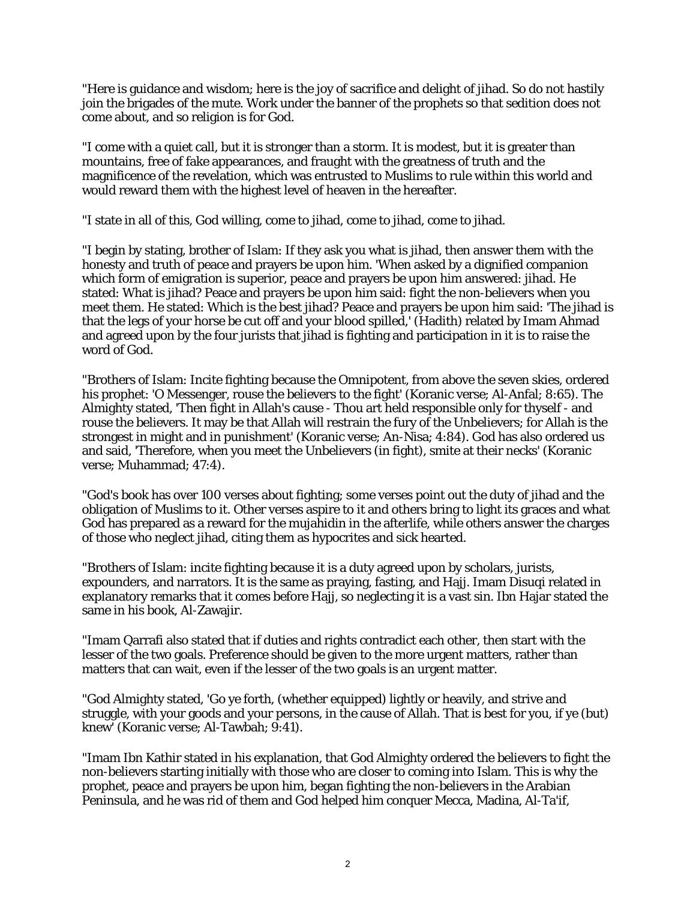"Here is guidance and wisdom; here is the joy of sacrifice and delight of jihad. So do not hastily join the brigades of the mute. Work under the banner of the prophets so that sedition does not come about, and so religion is for God.

"I come with a quiet call, but it is stronger than a storm. It is modest, but it is greater than mountains, free of fake appearances, and fraught with the greatness of truth and the magnificence of the revelation, which was entrusted to Muslims to rule within this world and would reward them with the highest level of heaven in the hereafter.

"I state in all of this, God willing, come to jihad, come to jihad, come to jihad.

"I begin by stating, brother of Islam: If they ask you what is jihad, then answer them with the honesty and truth of peace and prayers be upon him. 'When asked by a dignified companion which form of emigration is superior, peace and prayers be upon him answered: jihad. He stated: What is jihad? Peace and prayers be upon him said: fight the non-believers when you meet them. He stated: Which is the best jihad? Peace and prayers be upon him said: 'The jihad is that the legs of your horse be cut off and your blood spilled,' (Hadith) related by Imam Ahmad and agreed upon by the four jurists that jihad is fighting and participation in it is to raise the word of God.

"Brothers of Islam: Incite fighting because the Omnipotent, from above the seven skies, ordered his prophet: 'O Messenger, rouse the believers to the fight' (Koranic verse; Al-Anfal; 8:65). The Almighty stated, 'Then fight in Allah's cause - Thou art held responsible only for thyself - and rouse the believers. It may be that Allah will restrain the fury of the Unbelievers; for Allah is the strongest in might and in punishment' (Koranic verse; An-Nisa; 4:84). God has also ordered us and said, 'Therefore, when you meet the Unbelievers (in fight), smite at their necks' (Koranic verse; Muhammad; 47:4).

"God's book has over 100 verses about fighting; some verses point out the duty of jihad and the obligation of Muslims to it. Other verses aspire to it and others bring to light its graces and what God has prepared as a reward for the mujahidin in the afterlife, while others answer the charges of those who neglect jihad, citing them as hypocrites and sick hearted.

"Brothers of Islam: incite fighting because it is a duty agreed upon by scholars, jurists, expounders, and narrators. It is the same as praying, fasting, and Hajj. Imam Disuqi related in explanatory remarks that it comes before Hajj, so neglecting it is a vast sin. Ibn Hajar stated the same in his book, Al-Zawajir.

"Imam Qarrafi also stated that if duties and rights contradict each other, then start with the lesser of the two goals. Preference should be given to the more urgent matters, rather than matters that can wait, even if the lesser of the two goals is an urgent matter.

"God Almighty stated, 'Go ye forth, (whether equipped) lightly or heavily, and strive and struggle, with your goods and your persons, in the cause of Allah. That is best for you, if ye (but) knew' (Koranic verse; Al-Tawbah; 9:41).

"Imam Ibn Kathir stated in his explanation, that God Almighty ordered the believers to fight the non-believers starting initially with those who are closer to coming into Islam. This is why the prophet, peace and prayers be upon him, began fighting the non-believers in the Arabian Peninsula, and he was rid of them and God helped him conquer Mecca, Madina, Al-Ta'if,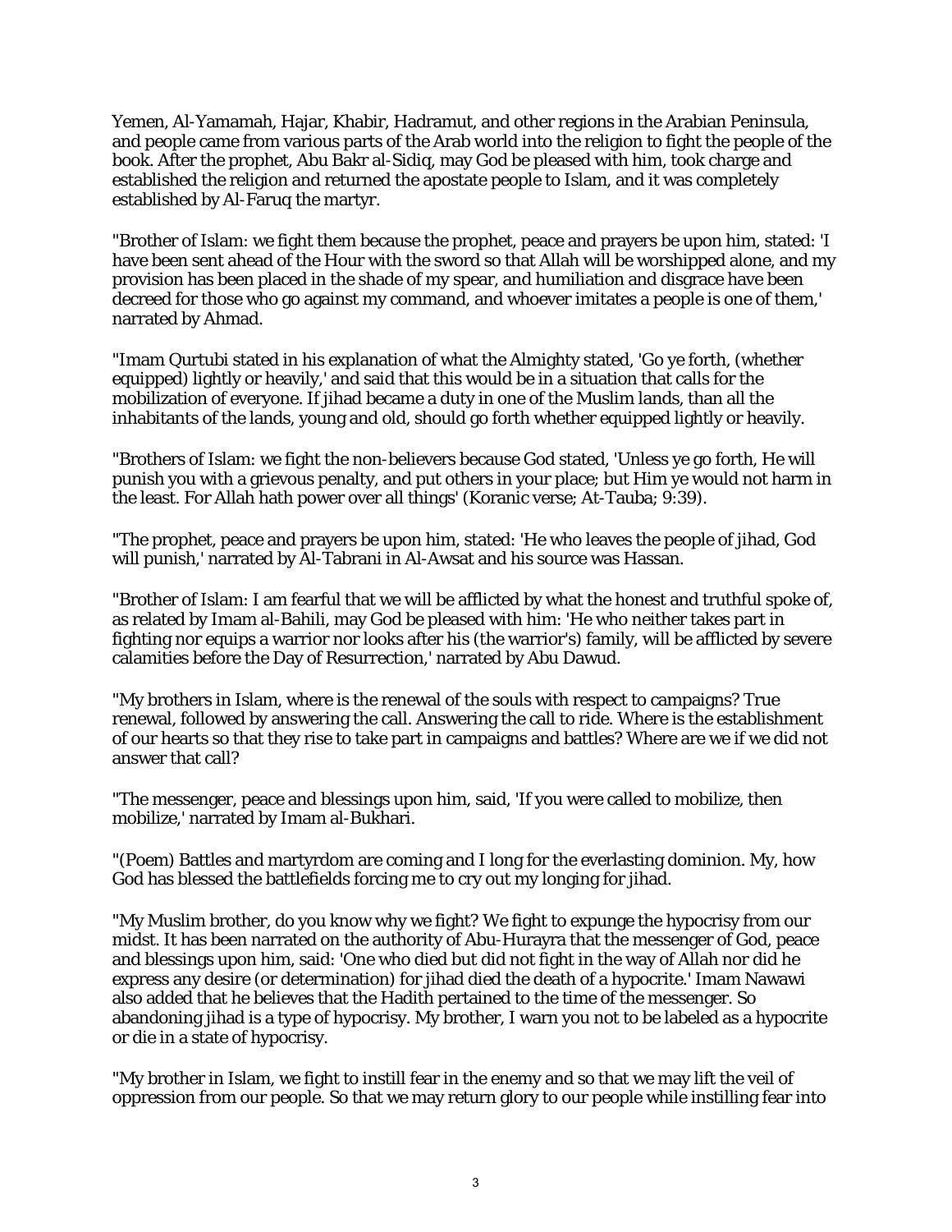Yemen, Al-Yamamah, Hajar, Khabir, Hadramut, and other regions in the Arabian Peninsula, and people came from various parts of the Arab world into the religion to fight the people of the book. After the prophet, Abu Bakr al-Sidiq, may God be pleased with him, took charge and established the religion and returned the apostate people to Islam, and it was completely established by Al-Faruq the martyr.

"Brother of Islam: we fight them because the prophet, peace and prayers be upon him, stated: 'I have been sent ahead of the Hour with the sword so that Allah will be worshipped alone, and my provision has been placed in the shade of my spear, and humiliation and disgrace have been decreed for those who go against my command, and whoever imitates a people is one of them,' narrated by Ahmad.

"Imam Qurtubi stated in his explanation of what the Almighty stated, 'Go ye forth, (whether equipped) lightly or heavily,' and said that this would be in a situation that calls for the mobilization of everyone. If jihad became a duty in one of the Muslim lands, than all the inhabitants of the lands, young and old, should go forth whether equipped lightly or heavily.

"Brothers of Islam: we fight the non-believers because God stated, 'Unless ye go forth, He will punish you with a grievous penalty, and put others in your place; but Him ye would not harm in the least. For Allah hath power over all things' (Koranic verse; At-Tauba; 9:39).

"The prophet, peace and prayers be upon him, stated: 'He who leaves the people of jihad, God will punish,' narrated by Al-Tabrani in Al-Awsat and his source was Hassan.

"Brother of Islam: I am fearful that we will be afflicted by what the honest and truthful spoke of, as related by Imam al-Bahili, may God be pleased with him: 'He who neither takes part in fighting nor equips a warrior nor looks after his (the warrior's) family, will be afflicted by severe calamities before the Day of Resurrection,' narrated by Abu Dawud.

"My brothers in Islam, where is the renewal of the souls with respect to campaigns? True renewal, followed by answering the call. Answering the call to ride. Where is the establishment of our hearts so that they rise to take part in campaigns and battles? Where are we if we did not answer that call?

"The messenger, peace and blessings upon him, said, 'If you were called to mobilize, then mobilize,' narrated by Imam al-Bukhari.

"(Poem) Battles and martyrdom are coming and I long for the everlasting dominion. My, how God has blessed the battlefields forcing me to cry out my longing for jihad.

"My Muslim brother, do you know why we fight? We fight to expunge the hypocrisy from our midst. It has been narrated on the authority of Abu-Hurayra that the messenger of God, peace and blessings upon him, said: 'One who died but did not fight in the way of Allah nor did he express any desire (or determination) for jihad died the death of a hypocrite.' Imam Nawawi also added that he believes that the Hadith pertained to the time of the messenger. So abandoning jihad is a type of hypocrisy. My brother, I warn you not to be labeled as a hypocrite or die in a state of hypocrisy.

"My brother in Islam, we fight to instill fear in the enemy and so that we may lift the veil of oppression from our people. So that we may return glory to our people while instilling fear into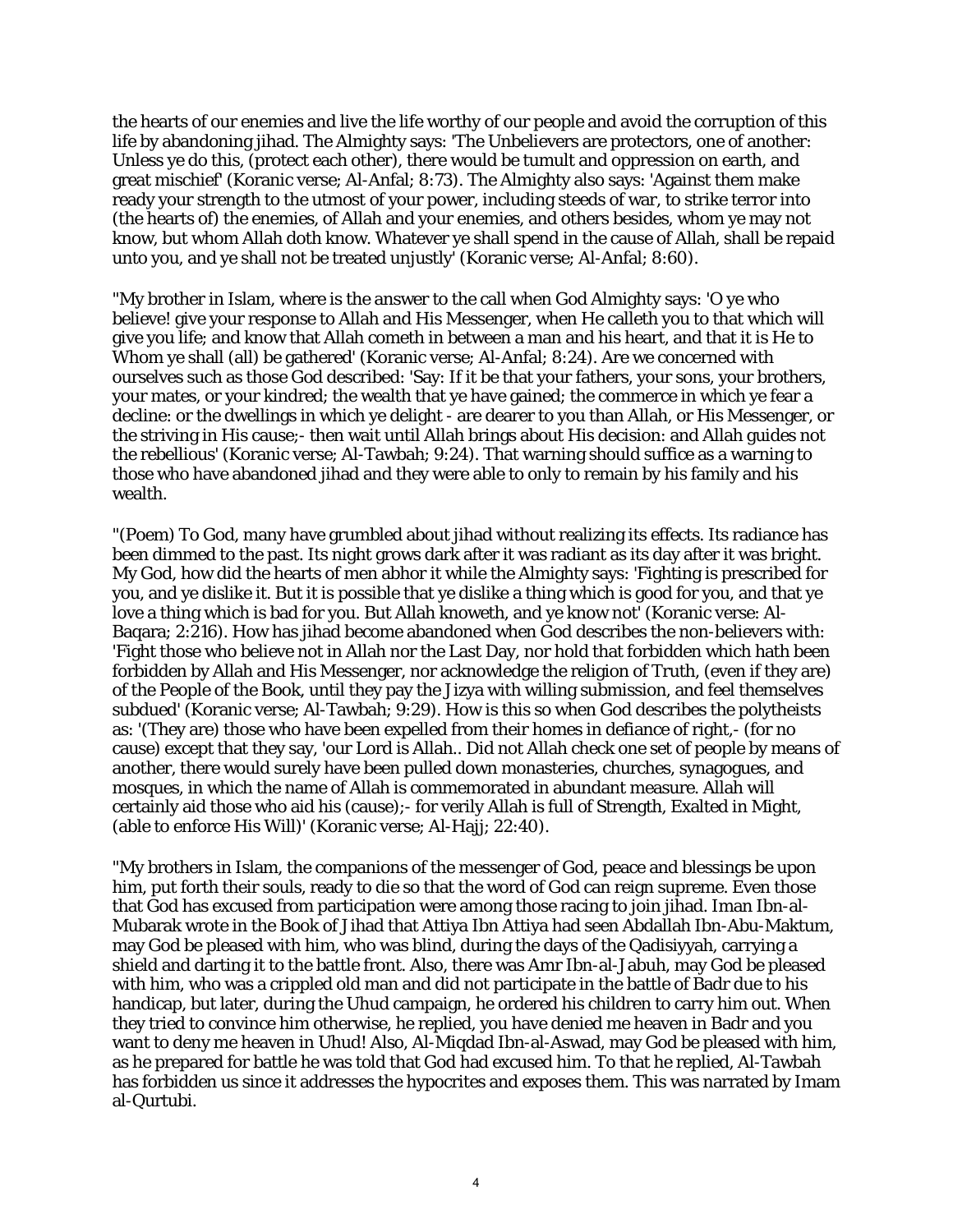the hearts of our enemies and live the life worthy of our people and avoid the corruption of this life by abandoning jihad. The Almighty says: 'The Unbelievers are protectors, one of another: Unless ye do this, (protect each other), there would be tumult and oppression on earth, and great mischief' (Koranic verse; Al-Anfal; 8:73). The Almighty also says: 'Against them make ready your strength to the utmost of your power, including steeds of war, to strike terror into (the hearts of) the enemies, of Allah and your enemies, and others besides, whom ye may not know, but whom Allah doth know. Whatever ye shall spend in the cause of Allah, shall be repaid unto you, and ye shall not be treated unjustly' (Koranic verse; Al-Anfal; 8:60).

"My brother in Islam, where is the answer to the call when God Almighty says: 'O ye who believe! give your response to Allah and His Messenger, when He calleth you to that which will give you life; and know that Allah cometh in between a man and his heart, and that it is He to Whom ye shall (all) be gathered' (Koranic verse; Al-Anfal; 8:24). Are we concerned with ourselves such as those God described: 'Say: If it be that your fathers, your sons, your brothers, your mates, or your kindred; the wealth that ye have gained; the commerce in which ye fear a decline: or the dwellings in which ye delight - are dearer to you than Allah, or His Messenger, or the striving in His cause;- then wait until Allah brings about His decision: and Allah guides not the rebellious' (Koranic verse; Al-Tawbah; 9:24). That warning should suffice as a warning to those who have abandoned jihad and they were able to only to remain by his family and his wealth.

"(Poem) To God, many have grumbled about jihad without realizing its effects. Its radiance has been dimmed to the past. Its night grows dark after it was radiant as its day after it was bright. My God, how did the hearts of men abhor it while the Almighty says: 'Fighting is prescribed for you, and ye dislike it. But it is possible that ye dislike a thing which is good for you, and that ye love a thing which is bad for you. But Allah knoweth, and ye know not' (Koranic verse: Al-Baqara; 2:216). How has jihad become abandoned when God describes the non-believers with: 'Fight those who believe not in Allah nor the Last Day, nor hold that forbidden which hath been forbidden by Allah and His Messenger, nor acknowledge the religion of Truth, (even if they are) of the People of the Book, until they pay the Jizya with willing submission, and feel themselves subdued' (Koranic verse; Al-Tawbah; 9:29). How is this so when God describes the polytheists as: '(They are) those who have been expelled from their homes in defiance of right,- (for no cause) except that they say, 'our Lord is Allah.. Did not Allah check one set of people by means of another, there would surely have been pulled down monasteries, churches, synagogues, and mosques, in which the name of Allah is commemorated in abundant measure. Allah will certainly aid those who aid his (cause);- for verily Allah is full of Strength, Exalted in Might, (able to enforce His Will)' (Koranic verse; Al-Hajj; 22:40).

"My brothers in Islam, the companions of the messenger of God, peace and blessings be upon him, put forth their souls, ready to die so that the word of God can reign supreme. Even those that God has excused from participation were among those racing to join jihad. Iman Ibn-al-Mubarak wrote in the Book of Jihad that Attiya Ibn Attiya had seen Abdallah Ibn-Abu-Maktum, may God be pleased with him, who was blind, during the days of the Qadisiyyah, carrying a shield and darting it to the battle front. Also, there was Amr Ibn-al-Jabuh, may God be pleased with him, who was a crippled old man and did not participate in the battle of Badr due to his handicap, but later, during the Uhud campaign, he ordered his children to carry him out. When they tried to convince him otherwise, he replied, you have denied me heaven in Badr and you want to deny me heaven in Uhud! Also, Al-Miqdad Ibn-al-Aswad, may God be pleased with him, as he prepared for battle he was told that God had excused him. To that he replied, Al-Tawbah has forbidden us since it addresses the hypocrites and exposes them. This was narrated by Imam al-Qurtubi.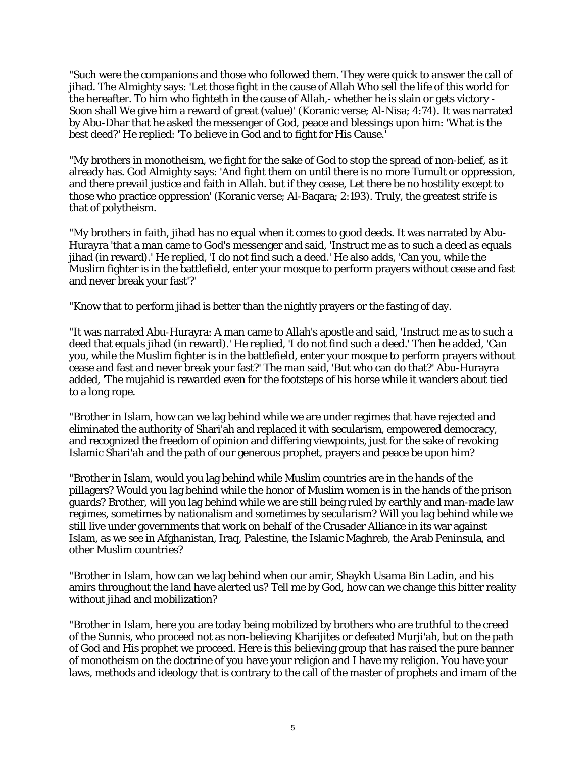"Such were the companions and those who followed them. They were quick to answer the call of jihad. The Almighty says: 'Let those fight in the cause of Allah Who sell the life of this world for the hereafter. To him who fighteth in the cause of Allah,- whether he is slain or gets victory - Soon shall We give him a reward of great (value)' (Koranic verse; Al-Nisa; 4:74). It was narrated by Abu-Dhar that he asked the messenger of God, peace and blessings upon him: 'What is the best deed?' He replied: 'To believe in God and to fight for His Cause.'

"My brothers in monotheism, we fight for the sake of God to stop the spread of non-belief, as it already has. God Almighty says: 'And fight them on until there is no more Tumult or oppression, and there prevail justice and faith in Allah. but if they cease, Let there be no hostility except to those who practice oppression' (Koranic verse; Al-Baqara; 2:193). Truly, the greatest strife is that of polytheism.

"My brothers in faith, jihad has no equal when it comes to good deeds. It was narrated by Abu-Hurayra 'that a man came to God's messenger and said, 'Instruct me as to such a deed as equals jihad (in reward).' He replied, 'I do not find such a deed.' He also adds, 'Can you, while the Muslim fighter is in the battlefield, enter your mosque to perform prayers without cease and fast and never break your fast'?'

"Know that to perform jihad is better than the nightly prayers or the fasting of day.

"It was narrated Abu-Hurayra: A man came to Allah's apostle and said, 'Instruct me as to such a deed that equals jihad (in reward).' He replied, 'I do not find such a deed.' Then he added, 'Can you, while the Muslim fighter is in the battlefield, enter your mosque to perform prayers without cease and fast and never break your fast?' The man said, 'But who can do that?' Abu-Hurayra added, 'The mujahid is rewarded even for the footsteps of his horse while it wanders about tied to a long rope.

"Brother in Islam, how can we lag behind while we are under regimes that have rejected and eliminated the authority of Shari'ah and replaced it with secularism, empowered democracy, and recognized the freedom of opinion and differing viewpoints, just for the sake of revoking Islamic Shari'ah and the path of our generous prophet, prayers and peace be upon him?

"Brother in Islam, would you lag behind while Muslim countries are in the hands of the pillagers? Would you lag behind while the honor of Muslim women is in the hands of the prison guards? Brother, will you lag behind while we are still being ruled by earthly and man-made law regimes, sometimes by nationalism and sometimes by secularism? Will you lag behind while we still live under governments that work on behalf of the Crusader Alliance in its war against Islam, as we see in Afghanistan, Iraq, Palestine, the Islamic Maghreb, the Arab Peninsula, and other Muslim countries?

"Brother in Islam, how can we lag behind when our amir, Shaykh Usama Bin Ladin, and his amirs throughout the land have alerted us? Tell me by God, how can we change this bitter reality without jihad and mobilization?

"Brother in Islam, here you are today being mobilized by brothers who are truthful to the creed of the Sunnis, who proceed not as non-believing Kharijites or defeated Murji'ah, but on the path of God and His prophet we proceed. Here is this believing group that has raised the pure banner of monotheism on the doctrine of you have your religion and I have my religion. You have your laws, methods and ideology that is contrary to the call of the master of prophets and imam of the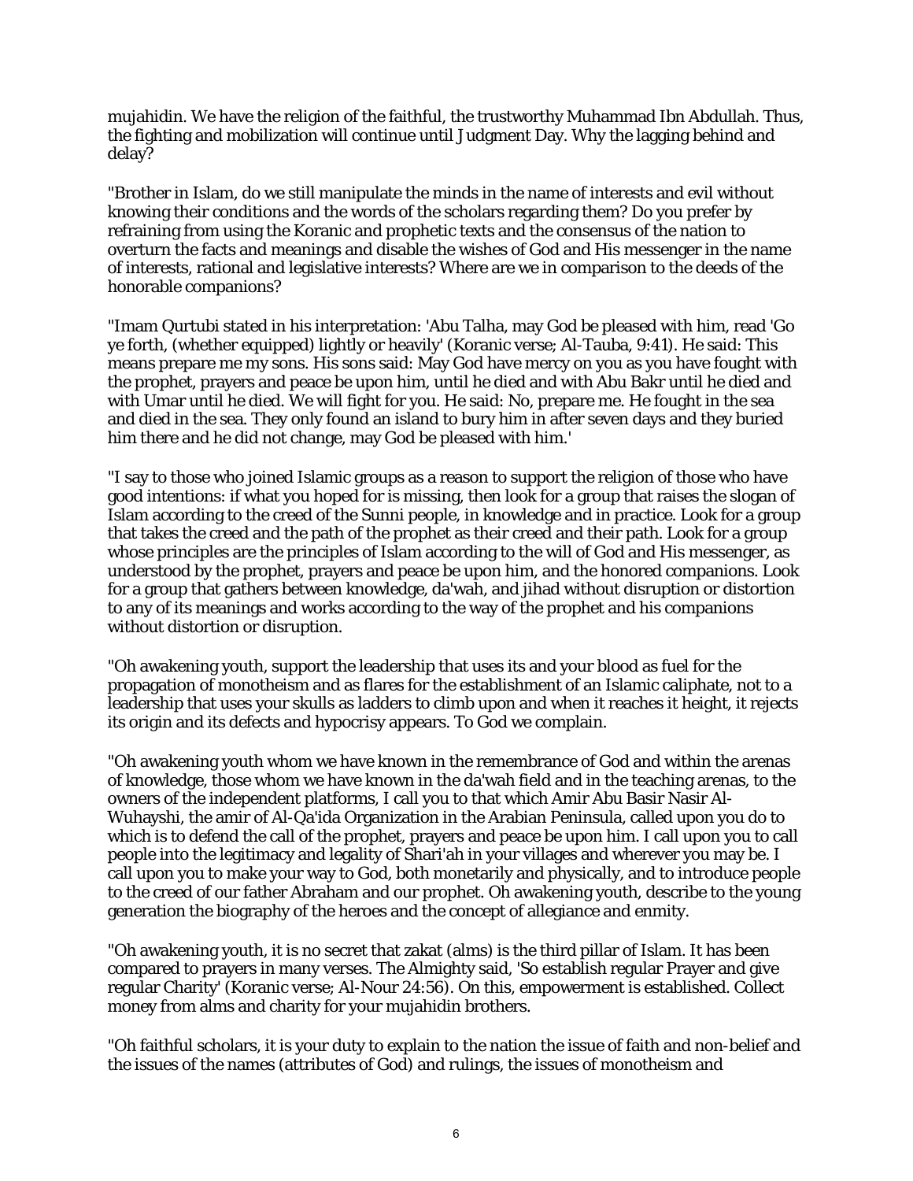mujahidin. We have the religion of the faithful, the trustworthy Muhammad Ibn Abdullah. Thus, the fighting and mobilization will continue until Judgment Day. Why the lagging behind and delay?

"Brother in Islam, do we still manipulate the minds in the name of interests and evil without knowing their conditions and the words of the scholars regarding them? Do you prefer by refraining from using the Koranic and prophetic texts and the consensus of the nation to overturn the facts and meanings and disable the wishes of God and His messenger in the name of interests, rational and legislative interests? Where are we in comparison to the deeds of the honorable companions?

"Imam Qurtubi stated in his interpretation: 'Abu Talha, may God be pleased with him, read 'Go ye forth, (whether equipped) lightly or heavily' (Koranic verse; Al-Tauba, 9:41). He said: This means prepare me my sons. His sons said: May God have mercy on you as you have fought with the prophet, prayers and peace be upon him, until he died and with Abu Bakr until he died and with Umar until he died. We will fight for you. He said: No, prepare me. He fought in the sea and died in the sea. They only found an island to bury him in after seven days and they buried him there and he did not change, may God be pleased with him.'

"I say to those who joined Islamic groups as a reason to support the religion of those who have good intentions: if what you hoped for is missing, then look for a group that raises the slogan of Islam according to the creed of the Sunni people, in knowledge and in practice. Look for a group that takes the creed and the path of the prophet as their creed and their path. Look for a group whose principles are the principles of Islam according to the will of God and His messenger, as understood by the prophet, prayers and peace be upon him, and the honored companions. Look for a group that gathers between knowledge, da'wah, and jihad without disruption or distortion to any of its meanings and works according to the way of the prophet and his companions without distortion or disruption.

"Oh awakening youth, support the leadership that uses its and your blood as fuel for the propagation of monotheism and as flares for the establishment of an Islamic caliphate, not to a leadership that uses your skulls as ladders to climb upon and when it reaches it height, it rejects its origin and its defects and hypocrisy appears. To God we complain.

"Oh awakening youth whom we have known in the remembrance of God and within the arenas of knowledge, those whom we have known in the da'wah field and in the teaching arenas, to the owners of the independent platforms, I call you to that which Amir Abu Basir Nasir Al-Wuhayshi, the amir of Al-Qa'ida Organization in the Arabian Peninsula, called upon you do to which is to defend the call of the prophet, prayers and peace be upon him. I call upon you to call people into the legitimacy and legality of Shari'ah in your villages and wherever you may be. I call upon you to make your way to God, both monetarily and physically, and to introduce people to the creed of our father Abraham and our prophet. Oh awakening youth, describe to the young generation the biography of the heroes and the concept of allegiance and enmity.

"Oh awakening youth, it is no secret that zakat (alms) is the third pillar of Islam. It has been compared to prayers in many verses. The Almighty said, 'So establish regular Prayer and give regular Charity' (Koranic verse; Al-Nour 24:56). On this, empowerment is established. Collect money from alms and charity for your mujahidin brothers.

"Oh faithful scholars, it is your duty to explain to the nation the issue of faith and non-belief and the issues of the names (attributes of God) and rulings, the issues of monotheism and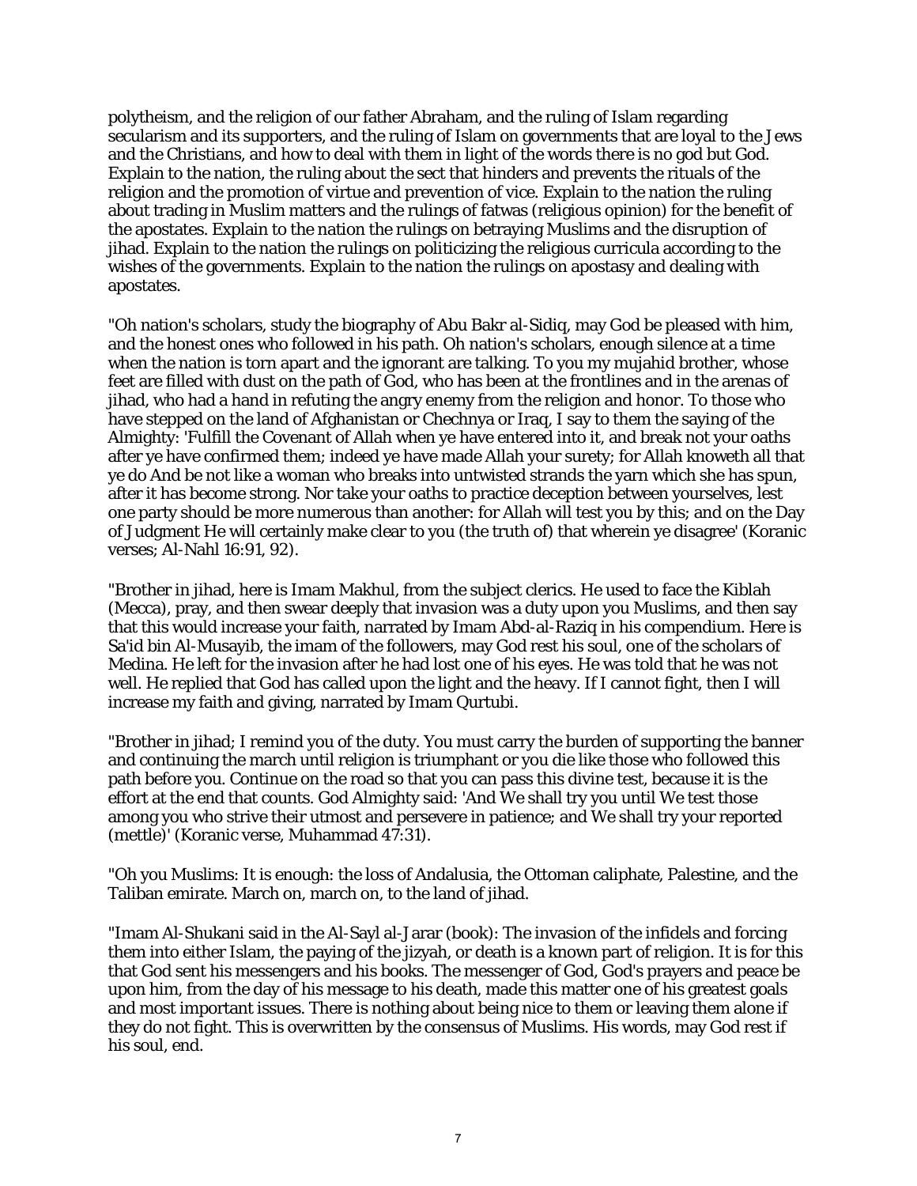polytheism, and the religion of our father Abraham, and the ruling of Islam regarding secularism and its supporters, and the ruling of Islam on governments that are loyal to the Jews and the Christians, and how to deal with them in light of the words there is no god but God. Explain to the nation, the ruling about the sect that hinders and prevents the rituals of the religion and the promotion of virtue and prevention of vice. Explain to the nation the ruling about trading in Muslim matters and the rulings of fatwas (religious opinion) for the benefit of the apostates. Explain to the nation the rulings on betraying Muslims and the disruption of jihad. Explain to the nation the rulings on politicizing the religious curricula according to the wishes of the governments. Explain to the nation the rulings on apostasy and dealing with apostates.

"Oh nation's scholars, study the biography of Abu Bakr al-Sidiq, may God be pleased with him, and the honest ones who followed in his path. Oh nation's scholars, enough silence at a time when the nation is torn apart and the ignorant are talking. To you my mujahid brother, whose feet are filled with dust on the path of God, who has been at the frontlines and in the arenas of jihad, who had a hand in refuting the angry enemy from the religion and honor. To those who have stepped on the land of Afghanistan or Chechnya or Iraq, I say to them the saying of the Almighty: 'Fulfill the Covenant of Allah when ye have entered into it, and break not your oaths after ye have confirmed them; indeed ye have made Allah your surety; for Allah knoweth all that ye do And be not like a woman who breaks into untwisted strands the yarn which she has spun, after it has become strong. Nor take your oaths to practice deception between yourselves, lest one party should be more numerous than another: for Allah will test you by this; and on the Day of Judgment He will certainly make clear to you (the truth of) that wherein ye disagree' (Koranic verses; Al-Nahl 16:91, 92).

"Brother in jihad, here is Imam Makhul, from the subject clerics. He used to face the Kiblah (Mecca), pray, and then swear deeply that invasion was a duty upon you Muslims, and then say that this would increase your faith, narrated by Imam Abd-al-Raziq in his compendium. Here is Sa'id bin Al-Musayib, the imam of the followers, may God rest his soul, one of the scholars of Medina. He left for the invasion after he had lost one of his eyes. He was told that he was not well. He replied that God has called upon the light and the heavy. If I cannot fight, then I will increase my faith and giving, narrated by Imam Qurtubi.

"Brother in jihad; I remind you of the duty. You must carry the burden of supporting the banner and continuing the march until religion is triumphant or you die like those who followed this path before you. Continue on the road so that you can pass this divine test, because it is the effort at the end that counts. God Almighty said: 'And We shall try you until We test those among you who strive their utmost and persevere in patience; and We shall try your reported (mettle)' (Koranic verse, Muhammad 47:31).

"Oh you Muslims: It is enough: the loss of Andalusia, the Ottoman caliphate, Palestine, and the Taliban emirate. March on, march on, to the land of jihad.

"Imam Al-Shukani said in the Al-Sayl al-Jarar (book): The invasion of the infidels and forcing them into either Islam, the paying of the jizyah, or death is a known part of religion. It is for this that God sent his messengers and his books. The messenger of God, God's prayers and peace be upon him, from the day of his message to his death, made this matter one of his greatest goals and most important issues. There is nothing about being nice to them or leaving them alone if they do not fight. This is overwritten by the consensus of Muslims. His words, may God rest if his soul, end.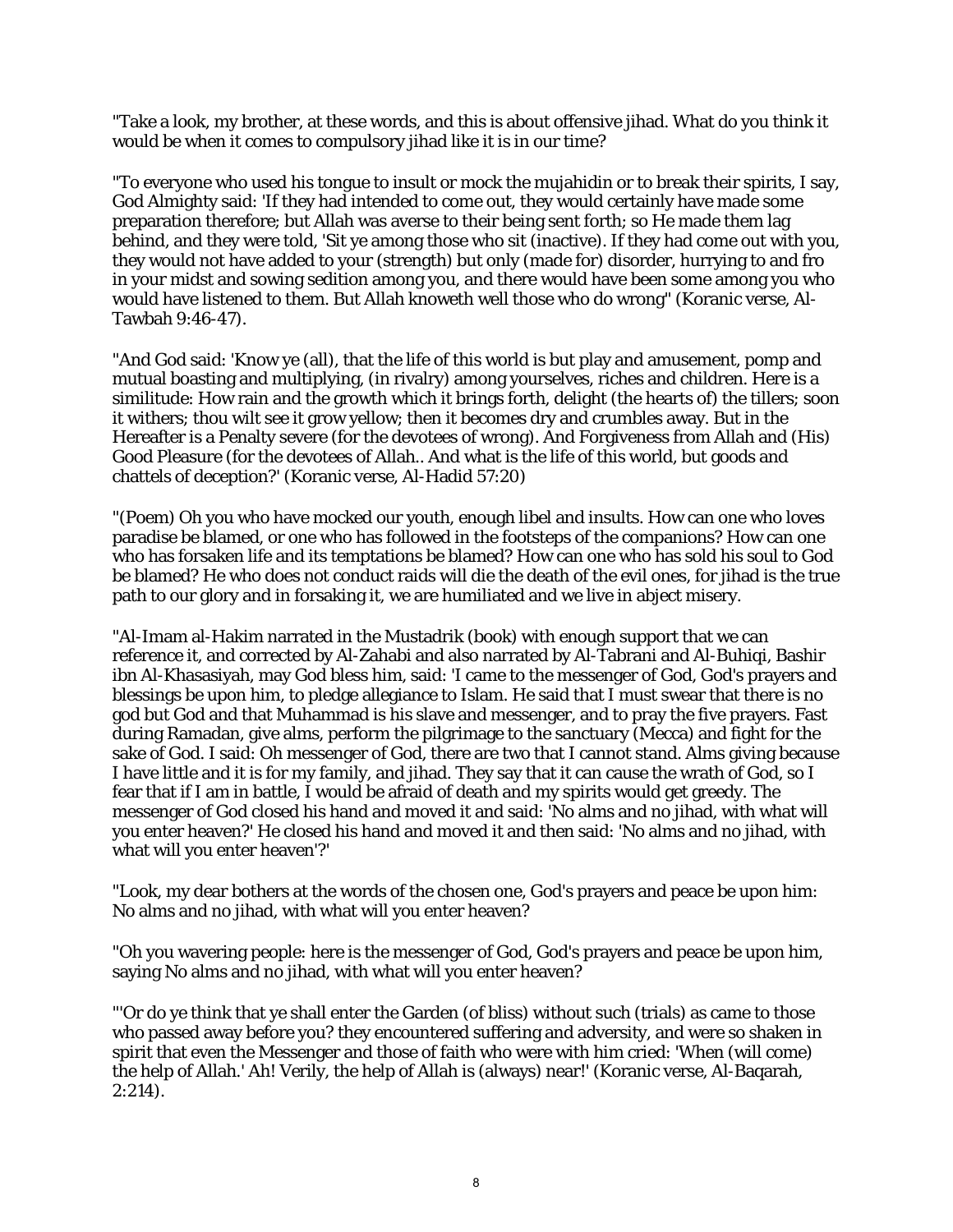"Take a look, my brother, at these words, and this is about offensive jihad. What do you think it would be when it comes to compulsory jihad like it is in our time?

"To everyone who used his tongue to insult or mock the mujahidin or to break their spirits, I say, God Almighty said: 'If they had intended to come out, they would certainly have made some preparation therefore; but Allah was averse to their being sent forth; so He made them lag behind, and they were told, 'Sit ye among those who sit (inactive). If they had come out with you, they would not have added to your (strength) but only (made for) disorder, hurrying to and fro in your midst and sowing sedition among you, and there would have been some among you who would have listened to them. But Allah knoweth well those who do wrong" (Koranic verse, Al-Tawbah 9:46-47).

"And God said: 'Know ye (all), that the life of this world is but play and amusement, pomp and mutual boasting and multiplying, (in rivalry) among yourselves, riches and children. Here is a similitude: How rain and the growth which it brings forth, delight (the hearts of) the tillers; soon it withers; thou wilt see it grow yellow; then it becomes dry and crumbles away. But in the Hereafter is a Penalty severe (for the devotees of wrong). And Forgiveness from Allah and (His) Good Pleasure (for the devotees of Allah.. And what is the life of this world, but goods and chattels of deception?' (Koranic verse, Al-Hadid 57:20)

"(Poem) Oh you who have mocked our youth, enough libel and insults. How can one who loves paradise be blamed, or one who has followed in the footsteps of the companions? How can one who has forsaken life and its temptations be blamed? How can one who has sold his soul to God be blamed? He who does not conduct raids will die the death of the evil ones, for jihad is the true path to our glory and in forsaking it, we are humiliated and we live in abject misery.

"Al-Imam al-Hakim narrated in the Mustadrik (book) with enough support that we can reference it, and corrected by Al-Zahabi and also narrated by Al-Tabrani and Al-Buhiqi, Bashir ibn Al-Khasasiyah, may God bless him, said: 'I came to the messenger of God, God's prayers and blessings be upon him, to pledge allegiance to Islam. He said that I must swear that there is no god but God and that Muhammad is his slave and messenger, and to pray the five prayers. Fast during Ramadan, give alms, perform the pilgrimage to the sanctuary (Mecca) and fight for the sake of God. I said: Oh messenger of God, there are two that I cannot stand. Alms giving because I have little and it is for my family, and jihad. They say that it can cause the wrath of God, so I fear that if I am in battle, I would be afraid of death and my spirits would get greedy. The messenger of God closed his hand and moved it and said: 'No alms and no jihad, with what will you enter heaven?' He closed his hand and moved it and then said: 'No alms and no jihad, with what will you enter heaven'?'

"Look, my dear bothers at the words of the chosen one, God's prayers and peace be upon him: No alms and no jihad, with what will you enter heaven?

"Oh you wavering people: here is the messenger of God, God's prayers and peace be upon him, saying No alms and no jihad, with what will you enter heaven?

"'Or do ye think that ye shall enter the Garden (of bliss) without such (trials) as came to those who passed away before you? they encountered suffering and adversity, and were so shaken in spirit that even the Messenger and those of faith who were with him cried: 'When (will come) the help of Allah.' Ah! Verily, the help of Allah is (always) near!' (Koranic verse, Al-Baqarah, 2:214).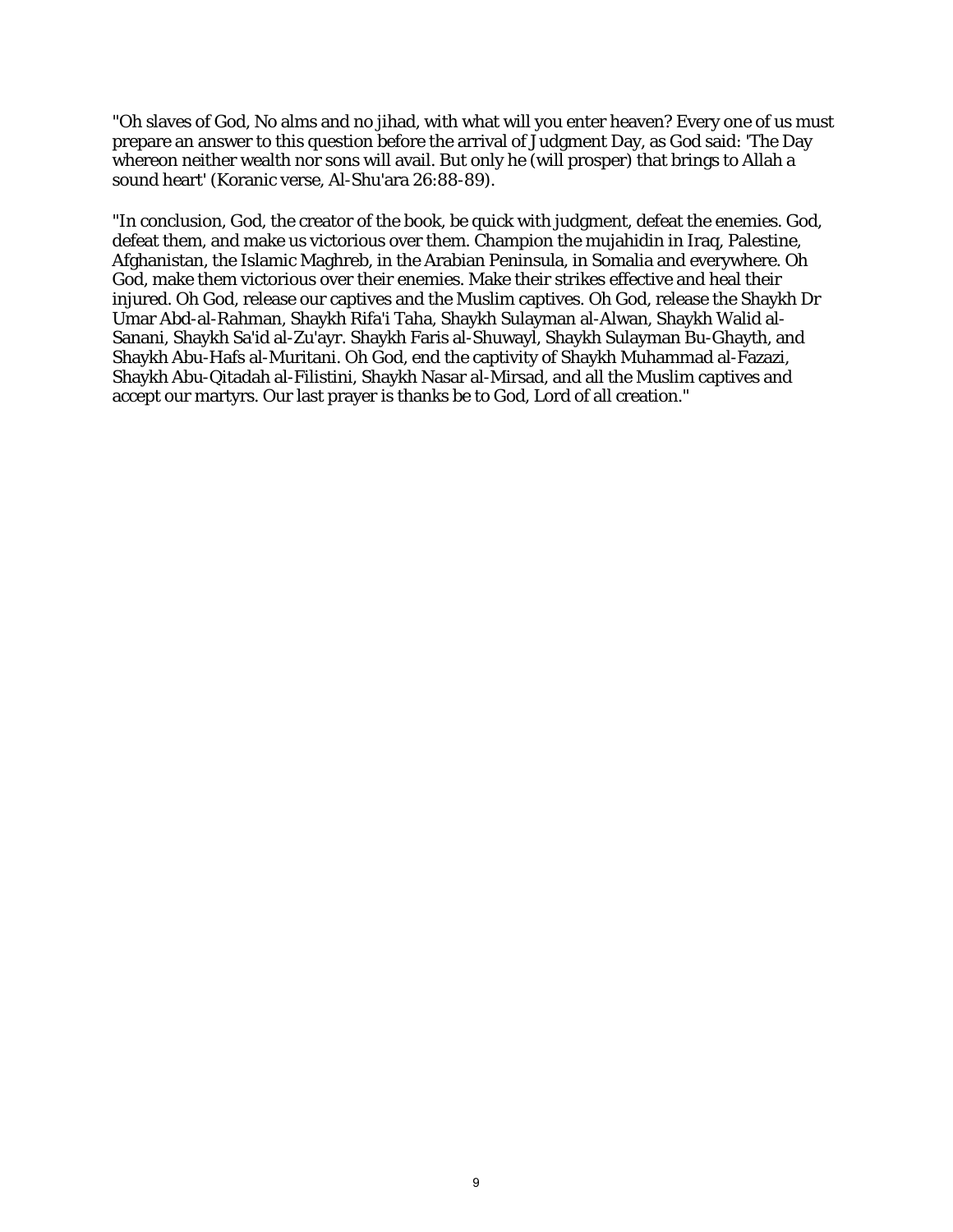"Oh slaves of God, No alms and no jihad, with what will you enter heaven? Every one of us must prepare an answer to this question before the arrival of Judgment Day, as God said: 'The Day whereon neither wealth nor sons will avail. But only he (will prosper) that brings to Allah a sound heart' (Koranic verse, Al-Shu'ara 26:88-89).

"In conclusion, God, the creator of the book, be quick with judgment, defeat the enemies. God, defeat them, and make us victorious over them. Champion the mujahidin in Iraq, Palestine, Afghanistan, the Islamic Maghreb, in the Arabian Peninsula, in Somalia and everywhere. Oh God, make them victorious over their enemies. Make their strikes effective and heal their injured. Oh God, release our captives and the Muslim captives. Oh God, release the Shaykh Dr Umar Abd-al-Rahman, Shaykh Rifa'i Taha, Shaykh Sulayman al-Alwan, Shaykh Walid al-Sanani, Shaykh Sa'id al-Zu'ayr. Shaykh Faris al-Shuwayl, Shaykh Sulayman Bu-Ghayth, and Shaykh Abu-Hafs al-Muritani. Oh God, end the captivity of Shaykh Muhammad al-Fazazi, Shaykh Abu-Qitadah al-Filistini, Shaykh Nasar al-Mirsad, and all the Muslim captives and accept our martyrs. Our last prayer is thanks be to God, Lord of all creation."